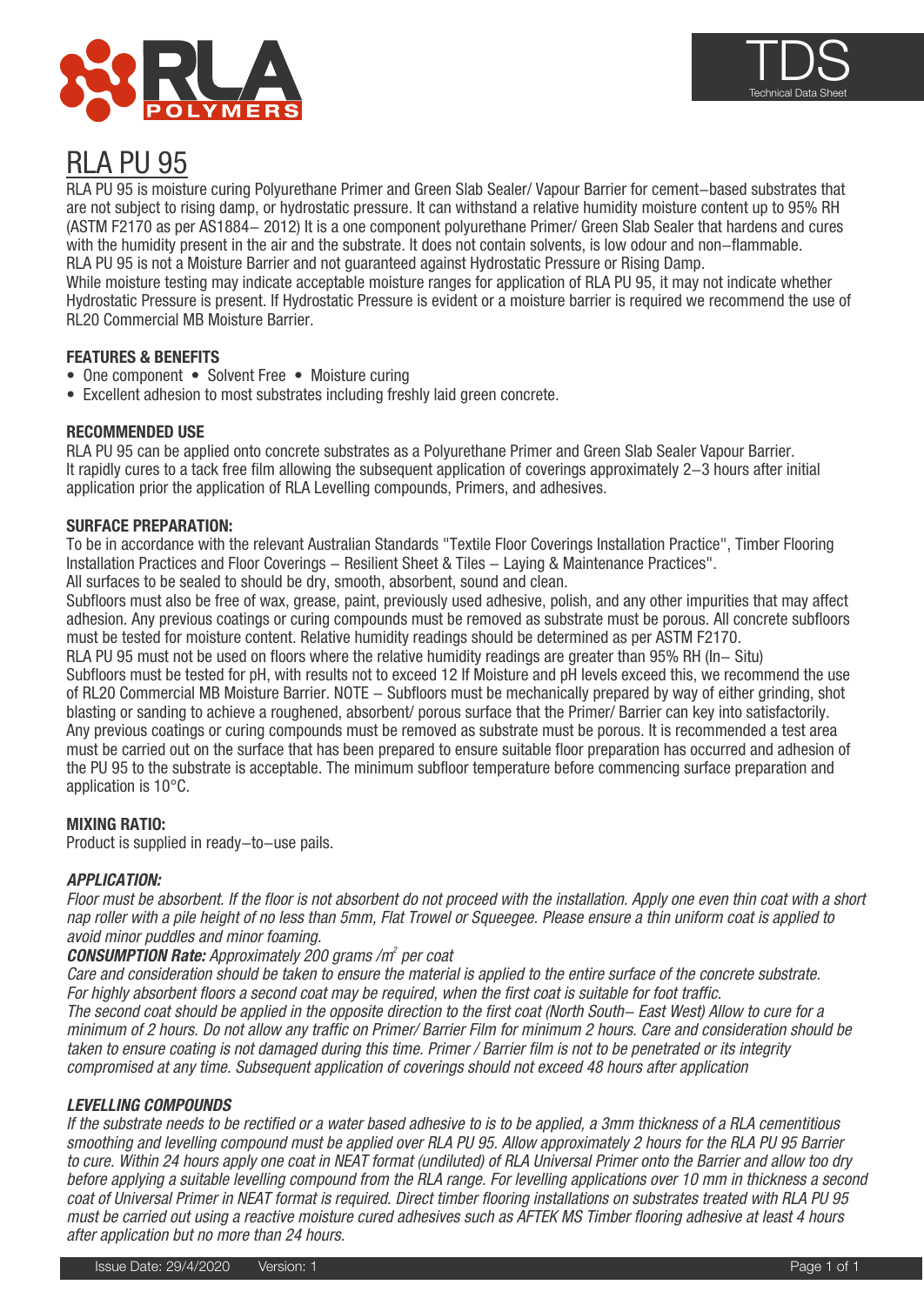# RLA PU 95

RLA PU 95 is moisture curing Polyurethane Primer and Green Slab Sealer/ Vapour Barrier for cement–based substrates that are not subject to rising damp, or hydrostatic pressure. It can withstand a relative humidity moisture content up to 95% RH (ASTM F2170 as per AS1884– 2012) It is a one component polyurethane Primer/ Green Slab Sealer that hardens and cures with the humidity present in the air and the substrate. It does not contain solvents, is low odour and non–flammable.
RLA PU 95 is not a Moisture Barrier and not guaranteed against Hydrostatic Pressure or Rising Damp.
While moisture testing may indicate acceptable moisture ranges for application of RLA PU 95, it may not indicate whether Hydrostatic Pressure is present. If Hydrostatic Pressure is evident or a moisture barrier is required we recommend the use of RL20 Commercial MB Moisture Barrier.

### FEATURES & BENEFITS

- One component • Solvent Free • Moisture curing
- Excellent adhesion to most substrates including freshly laid green concrete.

### RECOMMENDED USE

RLA PU 95 can be applied onto concrete substrates as a Polyurethane Primer and Green Slab Sealer Vapour Barrier. It rapidly cures to a tack free film allowing the subsequent application of coverings approximately 2–3 hours after initial application prior the application of RLA Levelling compounds, Primers, and adhesives.

### SURFACE PREPARATION:

To be in accordance with the relevant Australian Standards "Textile Floor Coverings Installation Practice", Timber Flooring Installation Practices and Floor Coverings – Resilient Sheet & Tiles – Laying & Maintenance Practices".
All surfaces to be sealed to should be dry, smooth, absorbent, sound and clean.
Subfloors must also be free of wax, grease, paint, previously used adhesive, polish, and any other impurities that may affect adhesion. Any previous coatings or curing compounds must be removed as substrate must be porous. All concrete subfloors must be tested for moisture content. Relative humidity readings should be determined as per ASTM F2170.
RLA PU 95 must not be used on floors where the relative humidity readings are greater than 95% RH (In– Situ)
Subfloors must be tested for pH, with results not to exceed 12 If Moisture and pH levels exceed this, we recommend the use of RL20 Commercial MB Moisture Barrier. NOTE – Subfloors must be mechanically prepared by way of either grinding, shot blasting or sanding to achieve a roughened, absorbent/ porous surface that the Primer/ Barrier can key into satisfactorily. Any previous coatings or curing compounds must be removed as substrate must be porous. It is recommended a test area must be carried out on the surface that has been prepared to ensure suitable floor preparation has occurred and adhesion of the PU 95 to the substrate is acceptable. The minimum subfloor temperature before commencing surface preparation and application is 10°C.

### MIXING RATIO:

Product is supplied in ready–to–use pails.

### *APPLICATION:*

*Floor must be absorbent. If the floor is not absorbent do not proceed with the installation. Apply one even thin coat with a short nap roller with a pile height of no less than 5mm, Flat Trowel or Squeegee. Please ensure a thin uniform coat is applied to avoid minor puddles and minor foaming.*

***CONSUMPTION Rate:** Approximately 200 grams /m² per coat*

*Care and consideration should be taken to ensure the material is applied to the entire surface of the concrete substrate. For highly absorbent floors a second coat may be required, when the first coat is suitable for foot traffic.*
*The second coat should be applied in the opposite direction to the first coat (North South– East West) Allow to cure for a minimum of 2 hours. Do not allow any traffic on Primer/ Barrier Film for minimum 2 hours. Care and consideration should be taken to ensure coating is not damaged during this time. Primer / Barrier film is not to be penetrated or its integrity compromised at any time. Subsequent application of coverings should not exceed 48 hours after application*

### *LEVELLING COMPOUNDS*

*If the substrate needs to be rectified or a water based adhesive to is to be applied, a 3mm thickness of a RLA cementitious smoothing and levelling compound must be applied over RLA PU 95. Allow approximately 2 hours for the RLA PU 95 Barrier to cure. Within 24 hours apply one coat in NEAT format (undiluted) of RLA Universal Primer onto the Barrier and allow too dry before applying a suitable levelling compound from the RLA range. For levelling applications over 10 mm in thickness a second coat of Universal Primer in NEAT format is required. Direct timber flooring installations on substrates treated with RLA PU 95 must be carried out using a reactive moisture cured adhesives such as AFTEK MS Timber flooring adhesive at least 4 hours after application but no more than 24 hours.*

Issue Date: 29/4/2020 Version: 1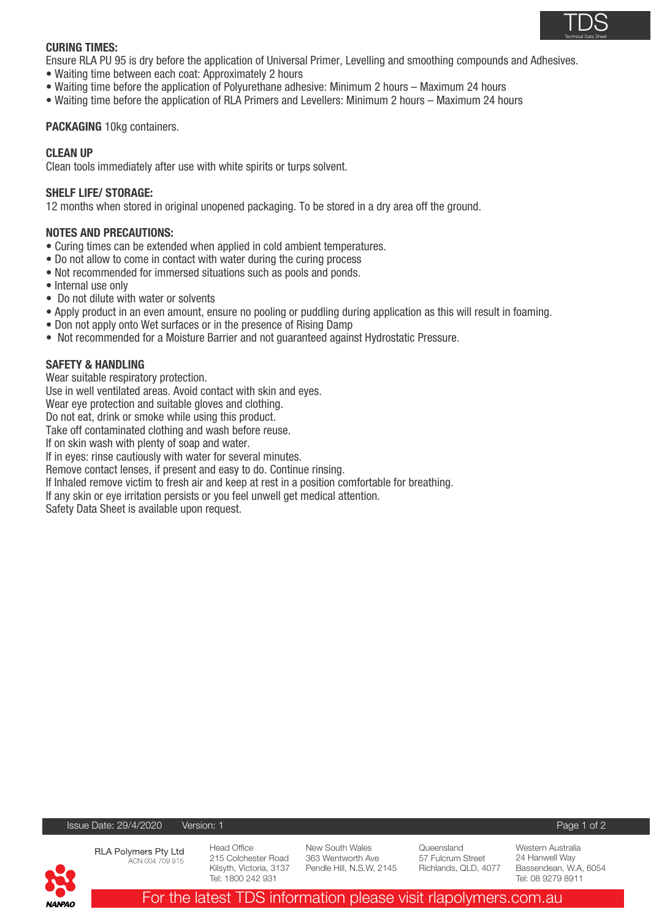## CURING TIMES:

Ensure RLA PU 95 is dry before the application of Universal Primer, Levelling and smoothing compounds and Adhesives.

- Waiting time between each coat: Approximately 2 hours
- Waiting time before the application of Polyurethane adhesive: Minimum 2 hours – Maximum 24 hours
- Waiting time before the application of RLA Primers and Levellers: Minimum 2 hours – Maximum 24 hours

**PACKAGING** 10kg containers.

## CLEAN UP

Clean tools immediately after use with white spirits or turps solvent.

## SHELF LIFE/ STORAGE:

12 months when stored in original unopened packaging. To be stored in a dry area off the ground.

## NOTES AND PRECAUTIONS:

- Curing times can be extended when applied in cold ambient temperatures.
- Do not allow to come in contact with water during the curing process
- Not recommended for immersed situations such as pools and ponds.
- Internal use only
- Do not dilute with water or solvents
- Apply product in an even amount, ensure no pooling or puddling during application as this will result in foaming.
- Don not apply onto Wet surfaces or in the presence of Rising Damp
- Not recommended for a Moisture Barrier and not guaranteed against Hydrostatic Pressure.

## SAFETY & HANDLING

Wear suitable respiratory protection.
Use in well ventilated areas. Avoid contact with skin and eyes.
Wear eye protection and suitable gloves and clothing.
Do not eat, drink or smoke while using this product.
Take off contaminated clothing and wash before reuse.
If on skin wash with plenty of soap and water.
If in eyes: rinse cautiously with water for several minutes.
Remove contact lenses, if present and easy to do. Continue rinsing.
If Inhaled remove victim to fresh air and keep at rest in a position comfortable for breathing.
If any skin or eye irritation persists or you feel unwell get medical attention.
Safety Data Sheet is available upon request.

Issue Date: 29/4/2020 Version: 1

RLA Polymers Pty Ltd
ACN 004 709 915

Head Office
215 Colchester Road
Kilsyth, Victoria, 3137
Tel: 1800 242 931

New South Wales
363 Wentworth Ave
Pendle Hill, N.S.W, 2145

Queensland
57 Fulcrum Street
Richlands, QLD, 4077

Western Australia
24 Hanwell Way
Bassendean, W.A, 6054
Tel: 08 9279 8911

For the latest TDS information please visit rlapolymers.com.au